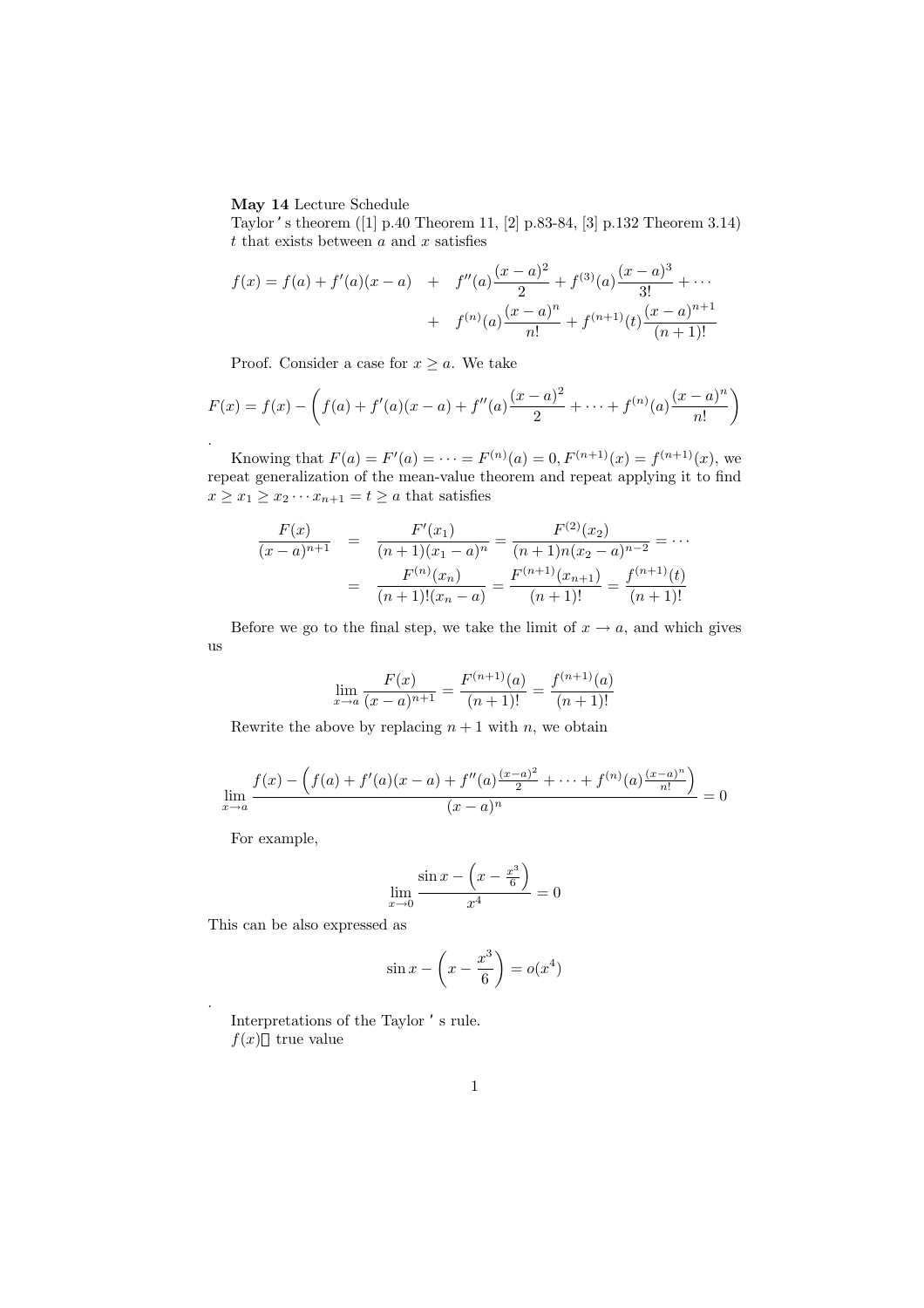**May 14** Lecture Schedule

Taylor ' s theorem ([1] p.40 Theorem 11, [2] p.83-84, [3] p.132 Theorem 3.14)
$t$ that exists between $a$ and $x$ satisfies

$$
\begin{aligned}
f(x) = f(a) + f'(a)(x-a) \quad &+ \quad f''(a)\frac{(x-a)^2}{2} + f^{(3)}(a)\frac{(x-a)^3}{3!} + \cdots \\
&+ \quad f^{(n)}(a)\frac{(x-a)^n}{n!} + f^{(n+1)}(t)\frac{(x-a)^{n+1}}{(n+1)!}
\end{aligned}
$$

Proof. Consider a case for $x \geq a$. We take

$$
F(x) = f(x) - \left( f(a) + f'(a)(x-a) + f''(a)\frac{(x-a)^2}{2} + \cdots + f^{(n)}(a)\frac{(x-a)^n}{n!} \right)
$$

.

Knowing that $F(a) = F'(a) = \cdots = F^{(n)}(a) = 0, F^{(n+1)}(x) = f^{(n+1)}(x)$, we repeat generalization of the mean-value theorem and repeat applying it to find $x \geq x_1 \geq x_2 \cdots x_{n+1} = t \geq a$ that satisfies

$$
\begin{aligned}
\frac{F(x)}{(x-a)^{n+1}} \quad &= \quad \frac{F'(x_1)}{(n+1)(x_1-a)^n} = \frac{F^{(2)}(x_2)}{(n+1)n(x_2-a)^{n-2}} = \cdots \\
&= \quad \frac{F^{(n)}(x_n)}{(n+1)!(x_n-a)} = \frac{F^{(n+1)}(x_{n+1})}{(n+1)!} = \frac{f^{(n+1)}(t)}{(n+1)!}
\end{aligned}
$$

Before we go to the final step, we take the limit of $x \to a$, and which gives us

$$
\lim_{x \to a} \frac{F(x)}{(x-a)^{n+1}} = \frac{F^{(n+1)}(a)}{(n+1)!} = \frac{f^{(n+1)}(a)}{(n+1)!}
$$

Rewrite the above by replacing $n+1$ with $n$, we obtain

$$
\lim_{x \to a} \frac{f(x) - \left( f(a) + f'(a)(x-a) + f''(a)\frac{(x-a)^2}{2} + \cdots + f^{(n)}(a)\frac{(x-a)^n}{n!} \right)}{(x-a)^n} = 0
$$

For example,

$$
\lim_{x \to 0} \frac{\sin x - \left( x - \frac{x^3}{6} \right)}{x^4} = 0
$$

This can be also expressed as

$$
\sin x - \left( x - \frac{x^3}{6} \right) = o(x^4)
$$

.

Interpretations of the Taylor ' s rule.

$f(x)$ true value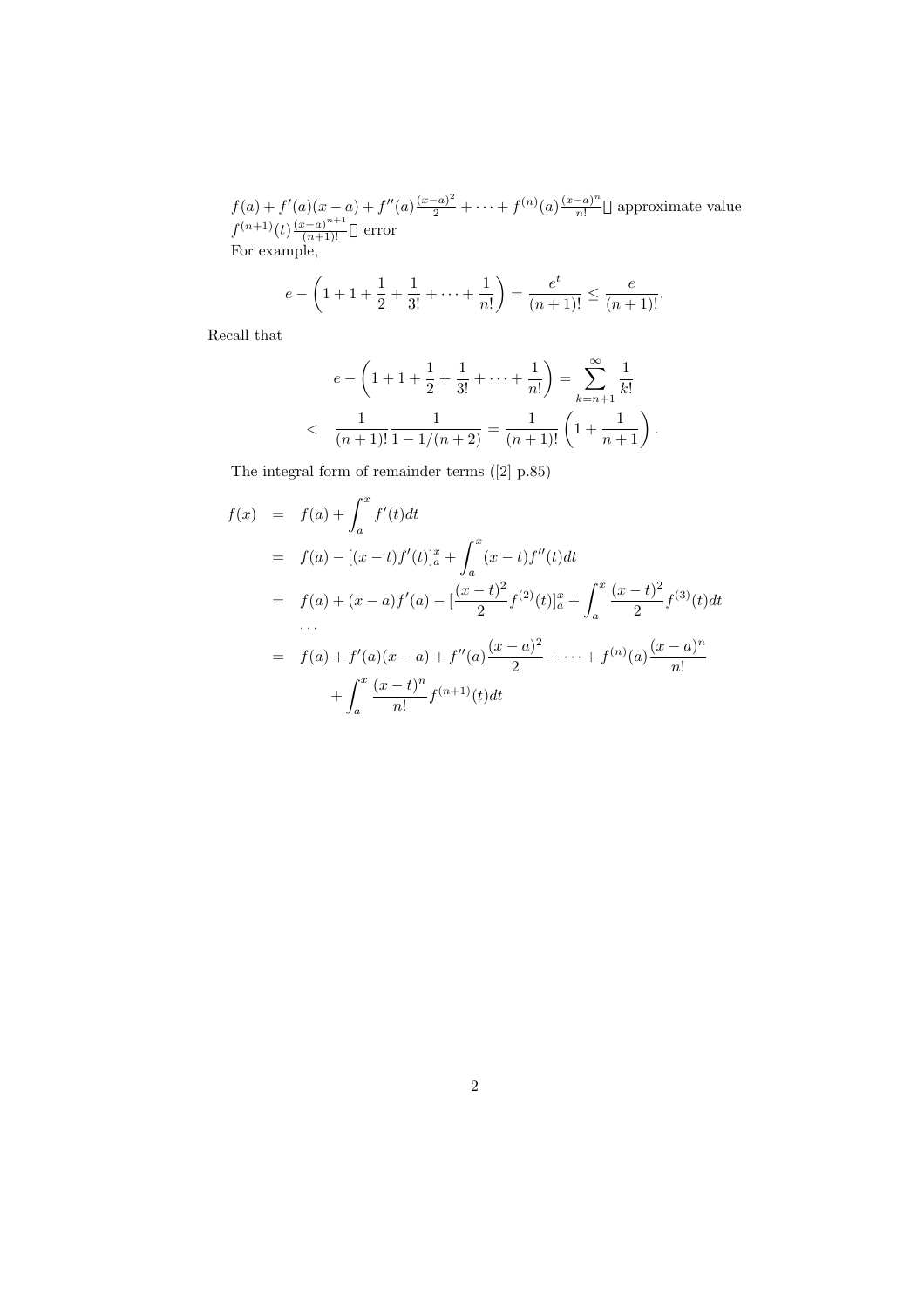$f(a)+f'(a)(x-a)+f''(a)\frac{(x-a)^2}{2}+\cdots+f^{(n)}(a)\frac{(x-a)^n}{n!}$ approximate value
$f^{(n+1)}(t)\frac{(x-a)^{n+1}}{(n+1)!}$ error
For example,

$$e-\left(1+1+\frac{1}{2}+\frac{1}{3!}+\cdots+\frac{1}{n!}\right)=\frac{e^t}{(n+1)!}\leq\frac{e}{(n+1)!}.$$

Recall that

$$\begin{aligned} e-\left(1+1+\frac{1}{2}+\frac{1}{3!}+\cdots+\frac{1}{n!}\right) &= \sum_{k=n+1}^{\infty}\frac{1}{k!} \\ < \quad \frac{1}{(n+1)!}\frac{1}{1-1/(n+2)} &= \frac{1}{(n+1)!}\left(1+\frac{1}{n+1}\right). \end{aligned}$$

The integral form of remainder terms ([2] p.85)

$$\begin{aligned} f(x) &= f(a)+\int_a^x f'(t)dt \\ &= f(a)-[(x-t)f'(t)]_a^x+\int_a^x (x-t)f''(t)dt \\ &= f(a)+(x-a)f'(a)-[\frac{(x-t)^2}{2}f^{(2)}(t)]_a^x+\int_a^x \frac{(x-t)^2}{2}f^{(3)}(t)dt \\ &\cdots \\ &= f(a)+f'(a)(x-a)+f''(a)\frac{(x-a)^2}{2}+\cdots+f^{(n)}(a)\frac{(x-a)^n}{n!} \\ &\quad +\int_a^x \frac{(x-t)^n}{n!}f^{(n+1)}(t)dt \end{aligned}$$